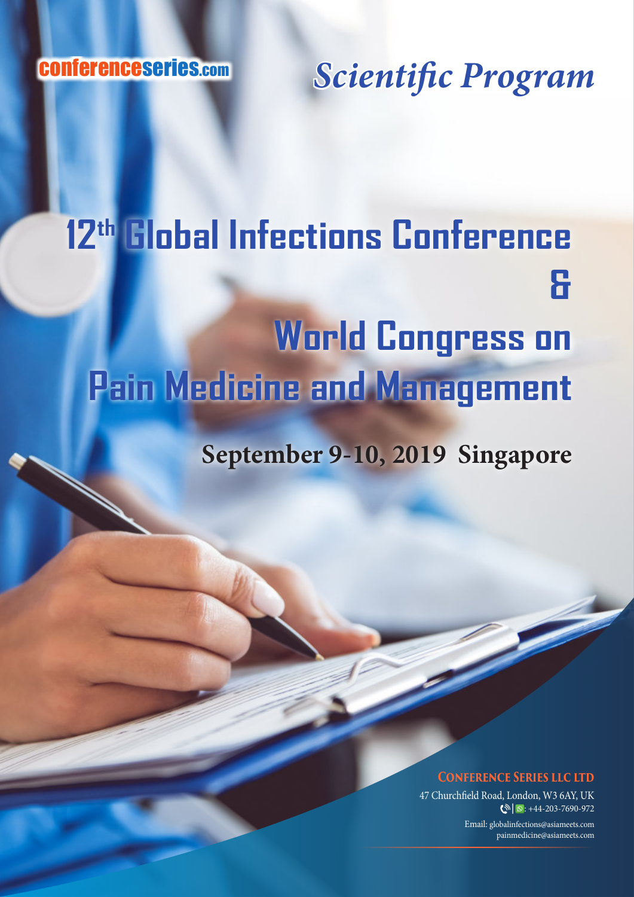conferenceseries.com

*Scientific Program*

# 12th Global Infections Conference & World Congress on Pain Medicine and Management

**September 9-10, 2019 Singapore**

**CONFERENCE SERIES LLC LTD**

47 Churchfield Road, London, W3 6AY, UK

: +44-203-7690-972

Email: globalinfections@asiameets.com

painmedicine@asiameets.com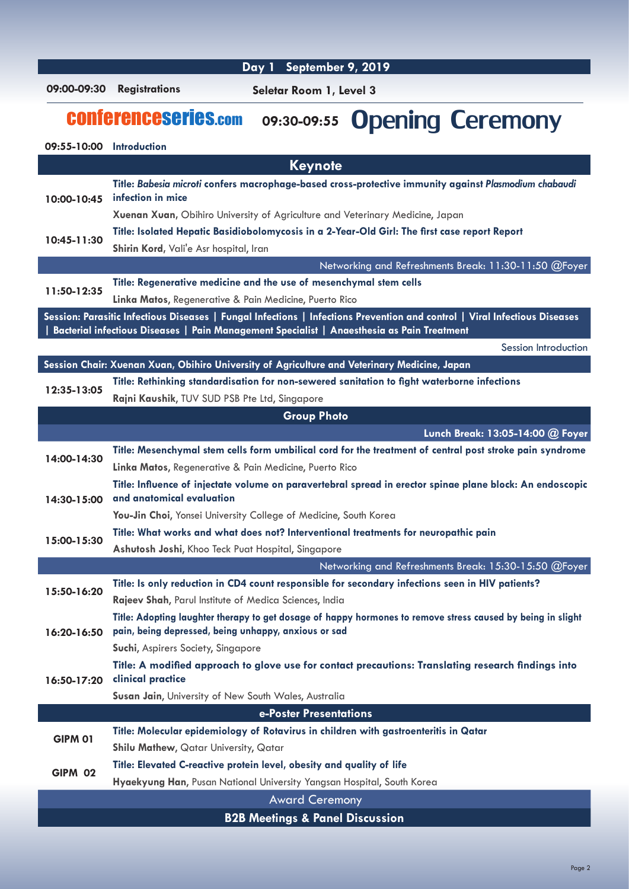## Day 1 September 9, 2019

**09:00-09:30 Registrations** **Seletar Room 1, Level 3**

**conferenceseries.com** **09:30-09:55 Opening Ceremony**

**09:55-10:00 Introduction**

## Keynote

**10:00-10:45** **Title:** ***Babesia microti*** **confers macrophage-based cross-protective immunity against** ***Plasmodium chabaudi*** **infection in mice**
**Xuenan Xuan**, Obihiro University of Agriculture and Veterinary Medicine, Japan

**10:45-11:30** **Title: Isolated Hepatic Basidiobolomycosis in a 2-Year-Old Girl: The first case report Report**
**Shirin Kord**, Vali'e Asr hospital, Iran

Networking and Refreshments Break: 11:30-11:50 @Foyer

**11:50-12:35** **Title: Regenerative medicine and the use of mesenchymal stem cells**
**Linka Matos**, Regenerative & Pain Medicine, Puerto Rico

**Session: Parasitic Infectious Diseases | Fungal Infections | Infections Prevention and control | Viral Infectious Diseases | Bacterial infectious Diseases | Pain Management Specialist | Anaesthesia as Pain Treatment**

Session Introduction

**Session Chair: Xuenan Xuan, Obihiro University of Agriculture and Veterinary Medicine, Japan**

**12:35-13:05** **Title: Rethinking standardisation for non-sewered sanitation to fight waterborne infections**
**Rajni Kaushik**, TUV SUD PSB Pte Ltd, Singapore

## Group Photo

**Lunch Break: 13:05-14:00 @ Foyer**

**14:00-14:30** **Title: Mesenchymal stem cells form umbilical cord for the treatment of central post stroke pain syndrome**
**Linka Matos**, Regenerative & Pain Medicine, Puerto Rico

**14:30-15:00** **Title: Influence of injectate volume on paravertebral spread in erector spinae plane block: An endoscopic and anatomical evaluation**
**You-Jin Choi**, Yonsei University College of Medicine, South Korea

**15:00-15:30** **Title: What works and what does not? Interventional treatments for neuropathic pain**
**Ashutosh Joshi**, Khoo Teck Puat Hospital, Singapore

Networking and Refreshments Break: 15:30-15:50 @Foyer

**15:50-16:20** **Title: Is only reduction in CD4 count responsible for secondary infections seen in HIV patients?**
**Rajeev Shah**, Parul Institute of Medica Sciences, India

**16:20-16:50** **Title: Adopting laughter therapy to get dosage of happy hormones to remove stress caused by being in slight pain, being depressed, being unhappy, anxious or sad**
**Suchi**, Aspirers Society, Singapore

**16:50-17:20** **Title: A modified approach to glove use for contact precautions: Translating research findings into clinical practice**
**Susan Jain**, University of New South Wales, Australia

## e-Poster Presentations

**GIPM 01** **Title: Molecular epidemiology of Rotavirus in children with gastroenteritis in Qatar**
**Shilu Mathew**, Qatar University, Qatar

**GIPM 02** **Title: Elevated C-reactive protein level, obesity and quality of life**
**Hyaekyung Han**, Pusan National University Yangsan Hospital, South Korea

Award Ceremony

**B2B Meetings & Panel Discussion**